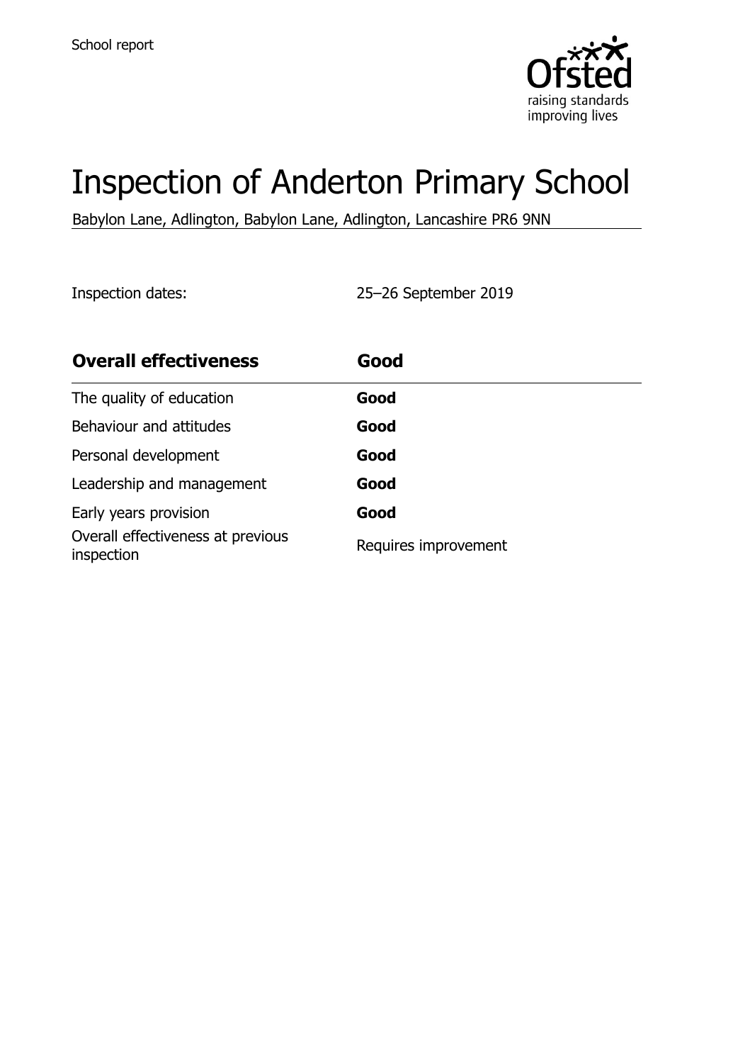School report

# Inspection of Anderton Primary School

Babylon Lane, Adlington, Babylon Lane, Adlington, Lancashire PR6 9NN

Inspection dates: 25–26 September 2019

| **Overall effectiveness** | **Good** |
| --- | --- |
| The quality of education | **Good** |
| Behaviour and attitudes | **Good** |
| Personal development | **Good** |
| Leadership and management | **Good** |
| Early years provision | **Good** |
| Overall effectiveness at previous inspection | Requires improvement |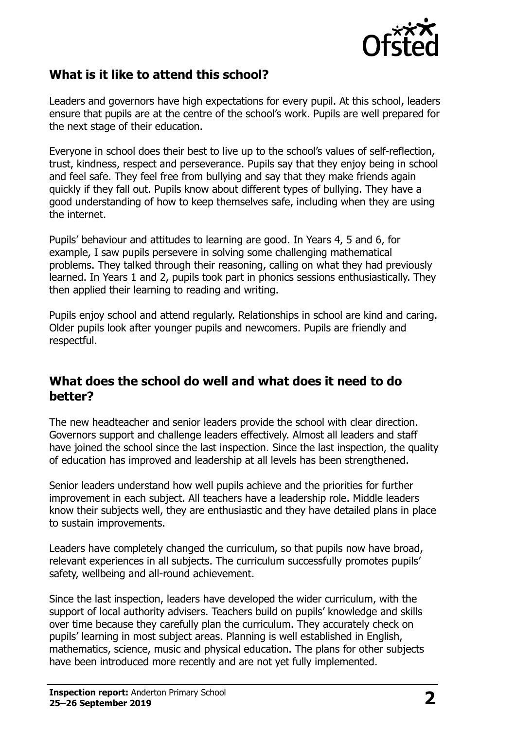## What is it like to attend this school?

Leaders and governors have high expectations for every pupil. At this school, leaders ensure that pupils are at the centre of the school's work. Pupils are well prepared for the next stage of their education.

Everyone in school does their best to live up to the school's values of self-reflection, trust, kindness, respect and perseverance. Pupils say that they enjoy being in school and feel safe. They feel free from bullying and say that they make friends again quickly if they fall out. Pupils know about different types of bullying. They have a good understanding of how to keep themselves safe, including when they are using the internet.

Pupils' behaviour and attitudes to learning are good. In Years 4, 5 and 6, for example, I saw pupils persevere in solving some challenging mathematical problems. They talked through their reasoning, calling on what they had previously learned. In Years 1 and 2, pupils took part in phonics sessions enthusiastically. They then applied their learning to reading and writing.

Pupils enjoy school and attend regularly. Relationships in school are kind and caring. Older pupils look after younger pupils and newcomers. Pupils are friendly and respectful.

## What does the school do well and what does it need to do better?

The new headteacher and senior leaders provide the school with clear direction. Governors support and challenge leaders effectively. Almost all leaders and staff have joined the school since the last inspection. Since the last inspection, the quality of education has improved and leadership at all levels has been strengthened.

Senior leaders understand how well pupils achieve and the priorities for further improvement in each subject. All teachers have a leadership role. Middle leaders know their subjects well, they are enthusiastic and they have detailed plans in place to sustain improvements.

Leaders have completely changed the curriculum, so that pupils now have broad, relevant experiences in all subjects. The curriculum successfully promotes pupils' safety, wellbeing and all-round achievement.

Since the last inspection, leaders have developed the wider curriculum, with the support of local authority advisers. Teachers build on pupils' knowledge and skills over time because they carefully plan the curriculum. They accurately check on pupils' learning in most subject areas. Planning is well established in English, mathematics, science, music and physical education. The plans for other subjects have been introduced more recently and are not yet fully implemented.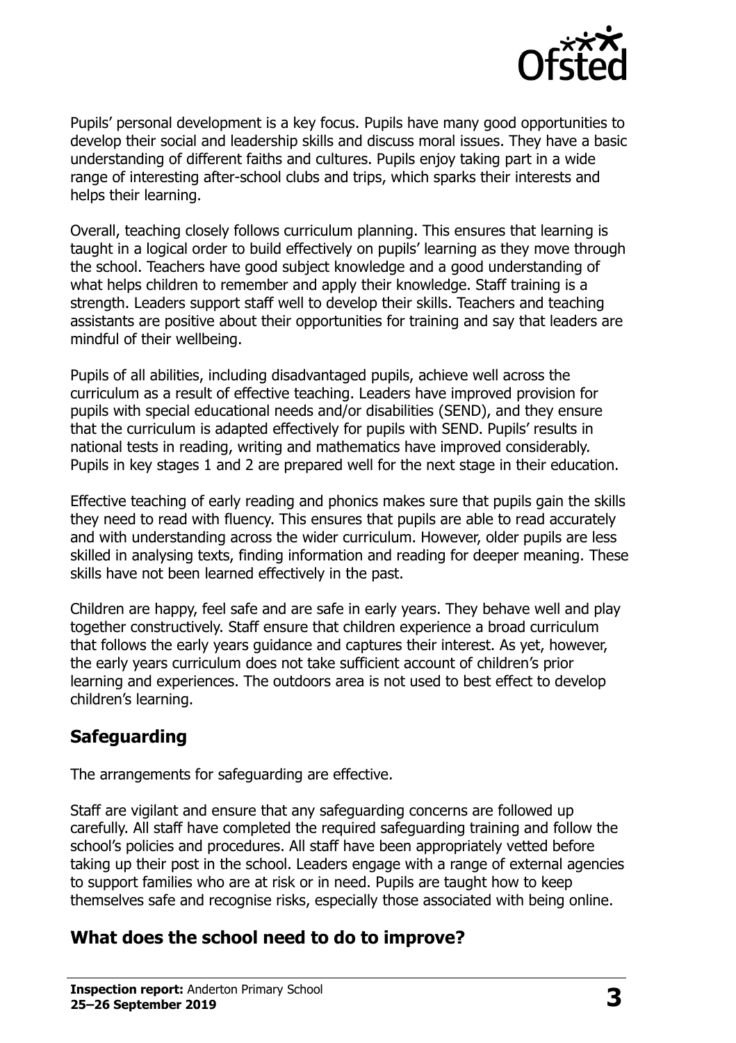Pupils' personal development is a key focus. Pupils have many good opportunities to develop their social and leadership skills and discuss moral issues. They have a basic understanding of different faiths and cultures. Pupils enjoy taking part in a wide range of interesting after-school clubs and trips, which sparks their interests and helps their learning.

Overall, teaching closely follows curriculum planning. This ensures that learning is taught in a logical order to build effectively on pupils' learning as they move through the school. Teachers have good subject knowledge and a good understanding of what helps children to remember and apply their knowledge. Staff training is a strength. Leaders support staff well to develop their skills. Teachers and teaching assistants are positive about their opportunities for training and say that leaders are mindful of their wellbeing.

Pupils of all abilities, including disadvantaged pupils, achieve well across the curriculum as a result of effective teaching. Leaders have improved provision for pupils with special educational needs and/or disabilities (SEND), and they ensure that the curriculum is adapted effectively for pupils with SEND. Pupils' results in national tests in reading, writing and mathematics have improved considerably. Pupils in key stages 1 and 2 are prepared well for the next stage in their education.

Effective teaching of early reading and phonics makes sure that pupils gain the skills they need to read with fluency. This ensures that pupils are able to read accurately and with understanding across the wider curriculum. However, older pupils are less skilled in analysing texts, finding information and reading for deeper meaning. These skills have not been learned effectively in the past.

Children are happy, feel safe and are safe in early years. They behave well and play together constructively. Staff ensure that children experience a broad curriculum that follows the early years guidance and captures their interest. As yet, however, the early years curriculum does not take sufficient account of children's prior learning and experiences. The outdoors area is not used to best effect to develop children's learning.

## Safeguarding

The arrangements for safeguarding are effective.

Staff are vigilant and ensure that any safeguarding concerns are followed up carefully. All staff have completed the required safeguarding training and follow the school's policies and procedures. All staff have been appropriately vetted before taking up their post in the school. Leaders engage with a range of external agencies to support families who are at risk or in need. Pupils are taught how to keep themselves safe and recognise risks, especially those associated with being online.

## What does the school need to do to improve?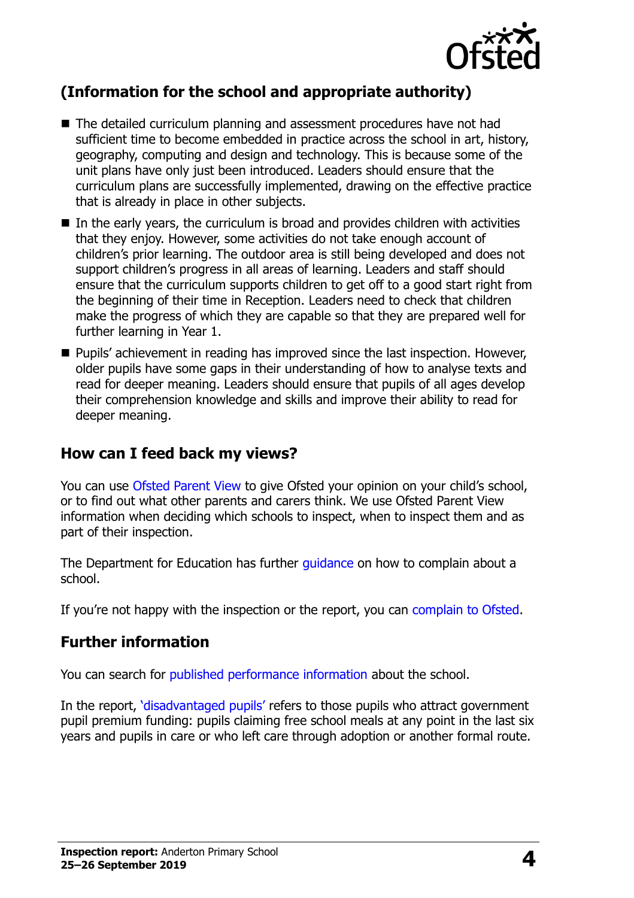## (Information for the school and appropriate authority)

- The detailed curriculum planning and assessment procedures have not had sufficient time to become embedded in practice across the school in art, history, geography, computing and design and technology. This is because some of the unit plans have only just been introduced. Leaders should ensure that the curriculum plans are successfully implemented, drawing on the effective practice that is already in place in other subjects.
- In the early years, the curriculum is broad and provides children with activities that they enjoy. However, some activities do not take enough account of children's prior learning. The outdoor area is still being developed and does not support children's progress in all areas of learning. Leaders and staff should ensure that the curriculum supports children to get off to a good start right from the beginning of their time in Reception. Leaders need to check that children make the progress of which they are capable so that they are prepared well for further learning in Year 1.
- Pupils' achievement in reading has improved since the last inspection. However, older pupils have some gaps in their understanding of how to analyse texts and read for deeper meaning. Leaders should ensure that pupils of all ages develop their comprehension knowledge and skills and improve their ability to read for deeper meaning.

## How can I feed back my views?

You can use Ofsted Parent View to give Ofsted your opinion on your child's school, or to find out what other parents and carers think. We use Ofsted Parent View information when deciding which schools to inspect, when to inspect them and as part of their inspection.

The Department for Education has further guidance on how to complain about a school.

If you're not happy with the inspection or the report, you can complain to Ofsted.

## Further information

You can search for published performance information about the school.

In the report, 'disadvantaged pupils' refers to those pupils who attract government pupil premium funding: pupils claiming free school meals at any point in the last six years and pupils in care or who left care through adoption or another formal route.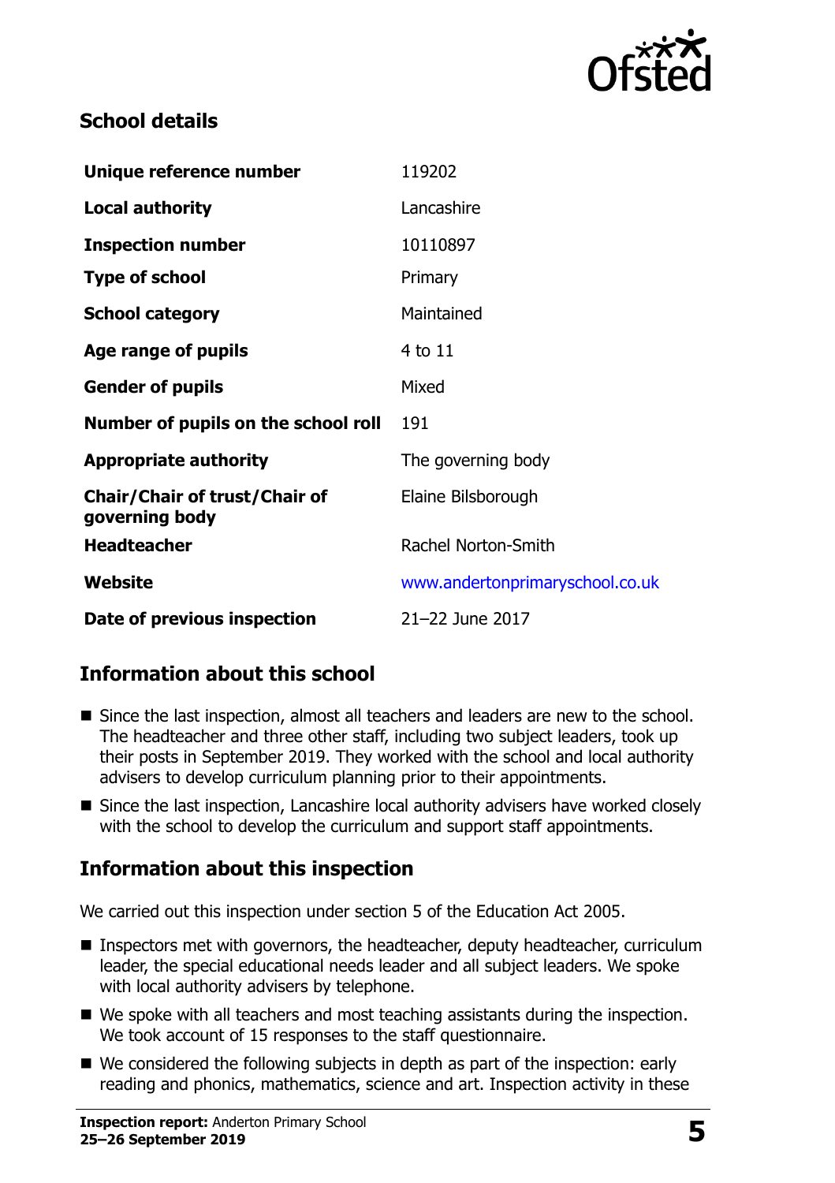## School details

| | |
|---|---|
| **Unique reference number** | 119202 |
| **Local authority** | Lancashire |
| **Inspection number** | 10110897 |
| **Type of school** | Primary |
| **School category** | Maintained |
| **Age range of pupils** | 4 to 11 |
| **Gender of pupils** | Mixed |
| **Number of pupils on the school roll** | 191 |
| **Appropriate authority** | The governing body |
| **Chair/Chair of trust/Chair of governing body** | Elaine Bilsborough |
| **Headteacher** | Rachel Norton-Smith |
| **Website** | www.andertonprimaryschool.co.uk |
| **Date of previous inspection** | 21–22 June 2017 |

## Information about this school

- Since the last inspection, almost all teachers and leaders are new to the school. The headteacher and three other staff, including two subject leaders, took up their posts in September 2019. They worked with the school and local authority advisers to develop curriculum planning prior to their appointments.
- Since the last inspection, Lancashire local authority advisers have worked closely with the school to develop the curriculum and support staff appointments.

## Information about this inspection

We carried out this inspection under section 5 of the Education Act 2005.

- Inspectors met with governors, the headteacher, deputy headteacher, curriculum leader, the special educational needs leader and all subject leaders. We spoke with local authority advisers by telephone.
- We spoke with all teachers and most teaching assistants during the inspection. We took account of 15 responses to the staff questionnaire.
- We considered the following subjects in depth as part of the inspection: early reading and phonics, mathematics, science and art. Inspection activity in these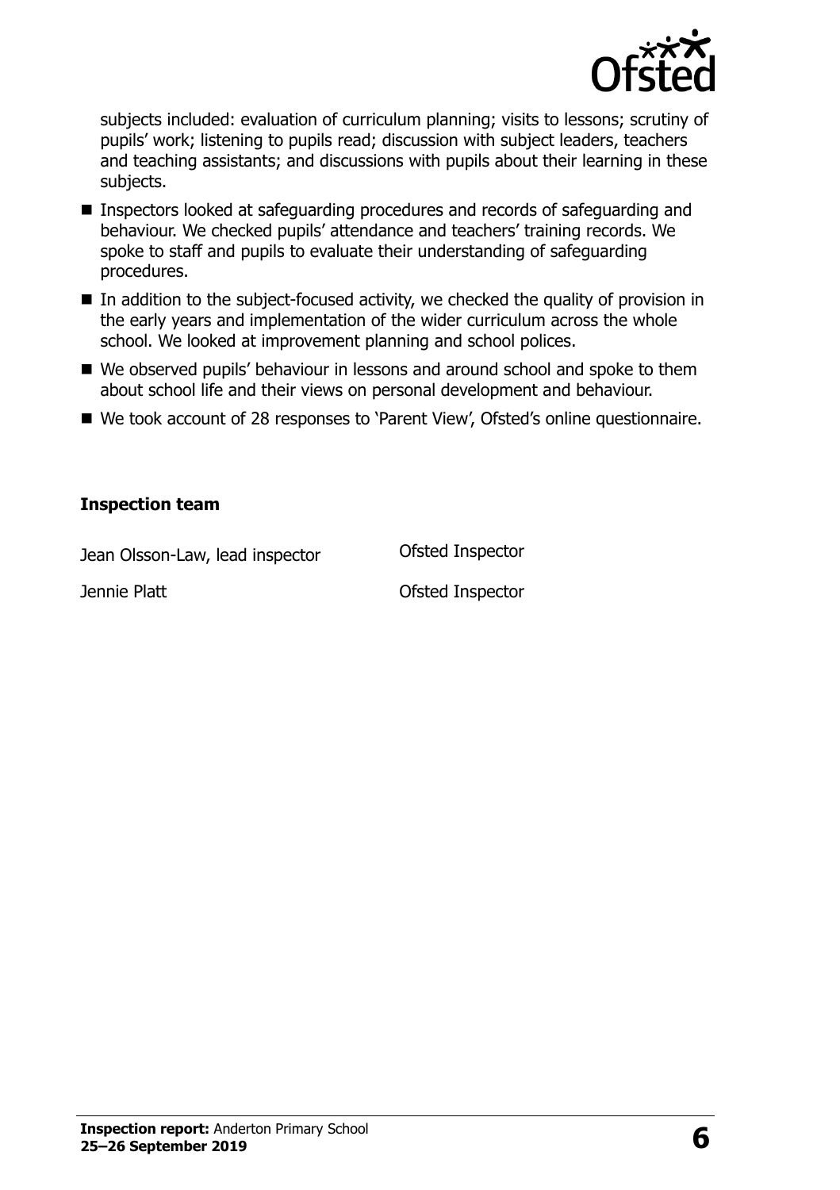subjects included: evaluation of curriculum planning; visits to lessons; scrutiny of pupils' work; listening to pupils read; discussion with subject leaders, teachers and teaching assistants; and discussions with pupils about their learning in these subjects.

- Inspectors looked at safeguarding procedures and records of safeguarding and behaviour. We checked pupils' attendance and teachers' training records. We spoke to staff and pupils to evaluate their understanding of safeguarding procedures.
- In addition to the subject-focused activity, we checked the quality of provision in the early years and implementation of the wider curriculum across the whole school. We looked at improvement planning and school polices.
- We observed pupils' behaviour in lessons and around school and spoke to them about school life and their views on personal development and behaviour.
- We took account of 28 responses to 'Parent View', Ofsted's online questionnaire.

**Inspection team**

| | |
|---|---|
| Jean Olsson-Law, lead inspector | Ofsted Inspector |
| Jennie Platt | Ofsted Inspector |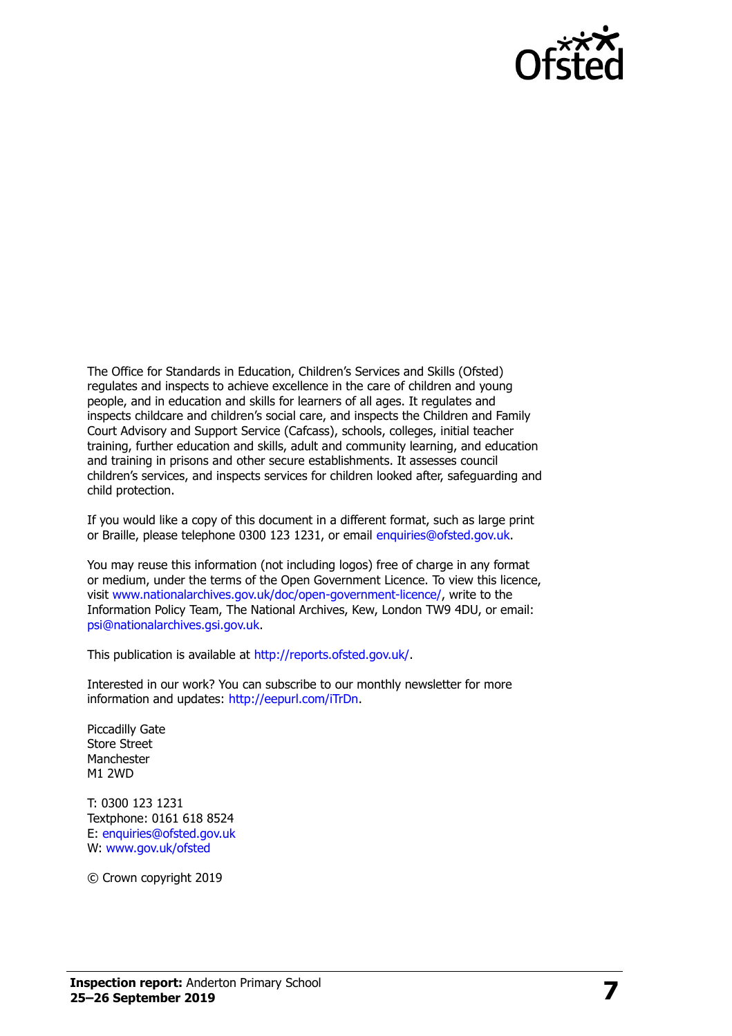The Office for Standards in Education, Children's Services and Skills (Ofsted) regulates and inspects to achieve excellence in the care of children and young people, and in education and skills for learners of all ages. It regulates and inspects childcare and children's social care, and inspects the Children and Family Court Advisory and Support Service (Cafcass), schools, colleges, initial teacher training, further education and skills, adult and community learning, and education and training in prisons and other secure establishments. It assesses council children's services, and inspects services for children looked after, safeguarding and child protection.

If you would like a copy of this document in a different format, such as large print or Braille, please telephone 0300 123 1231, or email enquiries@ofsted.gov.uk.

You may reuse this information (not including logos) free of charge in any format or medium, under the terms of the Open Government Licence. To view this licence, visit www.nationalarchives.gov.uk/doc/open-government-licence/, write to the Information Policy Team, The National Archives, Kew, London TW9 4DU, or email: psi@nationalarchives.gsi.gov.uk.

This publication is available at http://reports.ofsted.gov.uk/.

Interested in our work? You can subscribe to our monthly newsletter for more information and updates: http://eepurl.com/iTrDn.

Piccadilly Gate
Store Street
Manchester
M1 2WD

T: 0300 123 1231
Textphone: 0161 618 8524
E: enquiries@ofsted.gov.uk
W: www.gov.uk/ofsted

© Crown copyright 2019